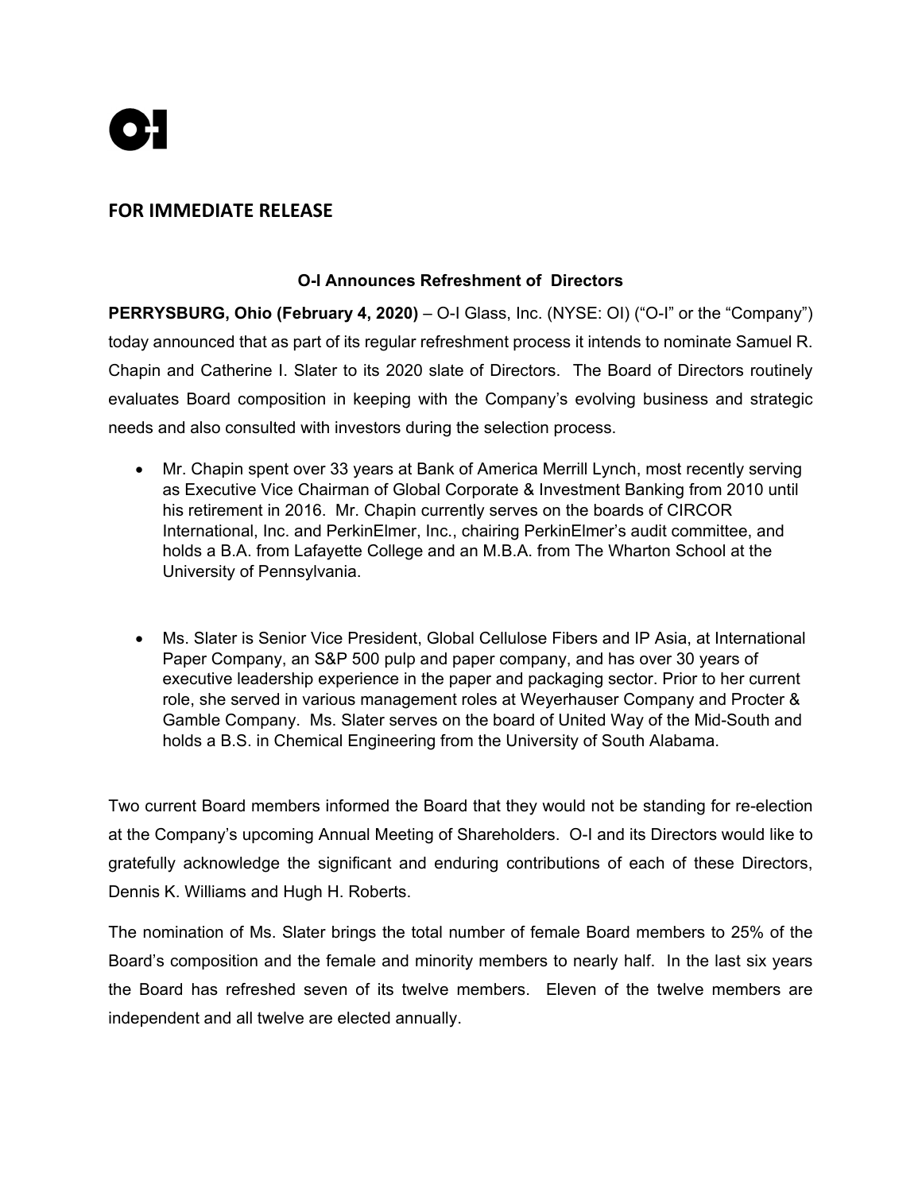## FOR IMMEDIATE RELEASE

### O-I Announces Refreshment of Directors

**PERRYSBURG, Ohio (February 4, 2020)** – O-I Glass, Inc. (NYSE: OI) ("O-I" or the "Company") today announced that as part of its regular refreshment process it intends to nominate Samuel R. Chapin and Catherine I. Slater to its 2020 slate of Directors. The Board of Directors routinely evaluates Board composition in keeping with the Company's evolving business and strategic needs and also consulted with investors during the selection process.

- Mr. Chapin spent over 33 years at Bank of America Merrill Lynch, most recently serving as Executive Vice Chairman of Global Corporate & Investment Banking from 2010 until his retirement in 2016. Mr. Chapin currently serves on the boards of CIRCOR International, Inc. and PerkinElmer, Inc., chairing PerkinElmer's audit committee, and holds a B.A. from Lafayette College and an M.B.A. from The Wharton School at the University of Pennsylvania.

- Ms. Slater is Senior Vice President, Global Cellulose Fibers and IP Asia, at International Paper Company, an S&P 500 pulp and paper company, and has over 30 years of executive leadership experience in the paper and packaging sector. Prior to her current role, she served in various management roles at Weyerhauser Company and Procter & Gamble Company. Ms. Slater serves on the board of United Way of the Mid-South and holds a B.S. in Chemical Engineering from the University of South Alabama.

Two current Board members informed the Board that they would not be standing for re-election at the Company's upcoming Annual Meeting of Shareholders. O-I and its Directors would like to gratefully acknowledge the significant and enduring contributions of each of these Directors, Dennis K. Williams and Hugh H. Roberts.

The nomination of Ms. Slater brings the total number of female Board members to 25% of the Board's composition and the female and minority members to nearly half. In the last six years the Board has refreshed seven of its twelve members. Eleven of the twelve members are independent and all twelve are elected annually.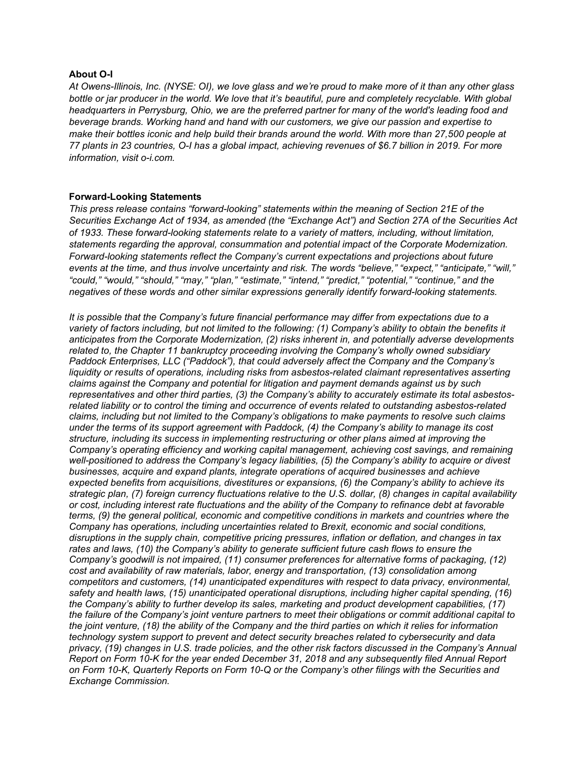## About O-I

*At Owens-Illinois, Inc. (NYSE: OI), we love glass and we're proud to make more of it than any other glass bottle or jar producer in the world. We love that it's beautiful, pure and completely recyclable. With global headquarters in Perrysburg, Ohio, we are the preferred partner for many of the world's leading food and beverage brands. Working hand and hand with our customers, we give our passion and expertise to make their bottles iconic and help build their brands around the world. With more than 27,500 people at 77 plants in 23 countries, O-I has a global impact, achieving revenues of $6.7 billion in 2019. For more information, visit o-i.com.*

## Forward-Looking Statements

*This press release contains "forward-looking" statements within the meaning of Section 21E of the Securities Exchange Act of 1934, as amended (the "Exchange Act") and Section 27A of the Securities Act of 1933. These forward-looking statements relate to a variety of matters, including, without limitation, statements regarding the approval, consummation and potential impact of the Corporate Modernization. Forward-looking statements reflect the Company's current expectations and projections about future events at the time, and thus involve uncertainty and risk. The words "believe," "expect," "anticipate," "will," "could," "would," "should," "may," "plan," "estimate," "intend," "predict," "potential," "continue," and the negatives of these words and other similar expressions generally identify forward-looking statements.*

*It is possible that the Company's future financial performance may differ from expectations due to a variety of factors including, but not limited to the following: (1) Company's ability to obtain the benefits it anticipates from the Corporate Modernization, (2) risks inherent in, and potentially adverse developments related to, the Chapter 11 bankruptcy proceeding involving the Company's wholly owned subsidiary Paddock Enterprises, LLC ("Paddock"), that could adversely affect the Company and the Company's liquidity or results of operations, including risks from asbestos-related claimant representatives asserting claims against the Company and potential for litigation and payment demands against us by such representatives and other third parties, (3) the Company's ability to accurately estimate its total asbestos-related liability or to control the timing and occurrence of events related to outstanding asbestos-related claims, including but not limited to the Company's obligations to make payments to resolve such claims under the terms of its support agreement with Paddock, (4) the Company's ability to manage its cost structure, including its success in implementing restructuring or other plans aimed at improving the Company's operating efficiency and working capital management, achieving cost savings, and remaining well-positioned to address the Company's legacy liabilities, (5) the Company's ability to acquire or divest businesses, acquire and expand plants, integrate operations of acquired businesses and achieve expected benefits from acquisitions, divestitures or expansions, (6) the Company's ability to achieve its strategic plan, (7) foreign currency fluctuations relative to the U.S. dollar, (8) changes in capital availability or cost, including interest rate fluctuations and the ability of the Company to refinance debt at favorable terms, (9) the general political, economic and competitive conditions in markets and countries where the Company has operations, including uncertainties related to Brexit, economic and social conditions, disruptions in the supply chain, competitive pricing pressures, inflation or deflation, and changes in tax rates and laws, (10) the Company's ability to generate sufficient future cash flows to ensure the Company's goodwill is not impaired, (11) consumer preferences for alternative forms of packaging, (12) cost and availability of raw materials, labor, energy and transportation, (13) consolidation among competitors and customers, (14) unanticipated expenditures with respect to data privacy, environmental, safety and health laws, (15) unanticipated operational disruptions, including higher capital spending, (16) the Company's ability to further develop its sales, marketing and product development capabilities, (17) the failure of the Company's joint venture partners to meet their obligations or commit additional capital to the joint venture, (18) the ability of the Company and the third parties on which it relies for information technology system support to prevent and detect security breaches related to cybersecurity and data privacy, (19) changes in U.S. trade policies, and the other risk factors discussed in the Company's Annual Report on Form 10-K for the year ended December 31, 2018 and any subsequently filed Annual Report on Form 10-K, Quarterly Reports on Form 10-Q or the Company's other filings with the Securities and Exchange Commission.*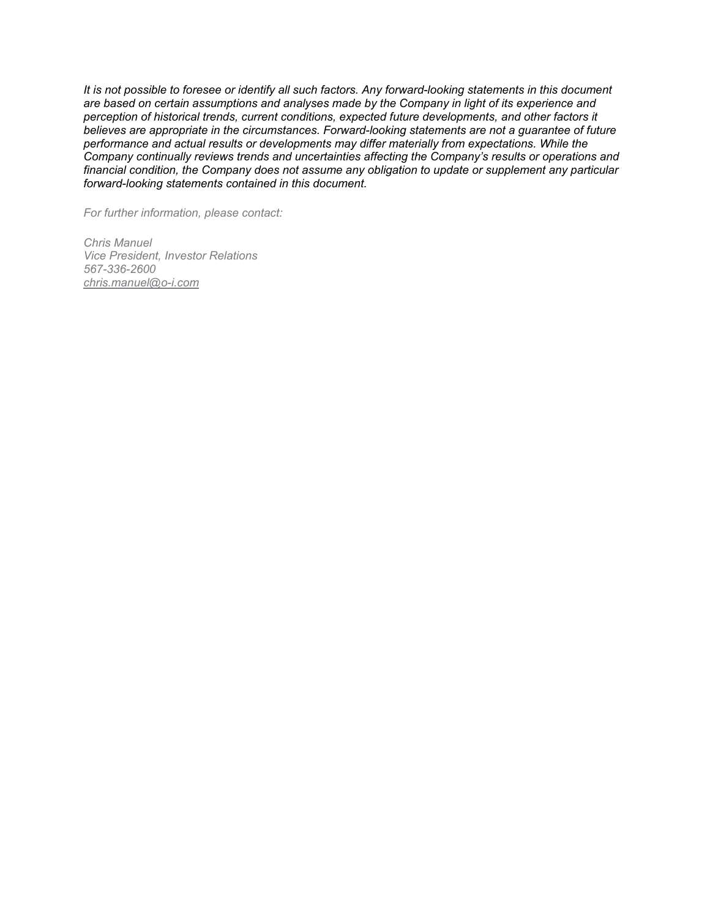*It is not possible to foresee or identify all such factors. Any forward-looking statements in this document are based on certain assumptions and analyses made by the Company in light of its experience and perception of historical trends, current conditions, expected future developments, and other factors it believes are appropriate in the circumstances. Forward-looking statements are not a guarantee of future performance and actual results or developments may differ materially from expectations. While the Company continually reviews trends and uncertainties affecting the Company's results or operations and financial condition, the Company does not assume any obligation to update or supplement any particular forward-looking statements contained in this document.*

*For further information, please contact:*

*Chris Manuel*
*Vice President, Investor Relations*
*567-336-2600*
*chris.manuel@o-i.com*